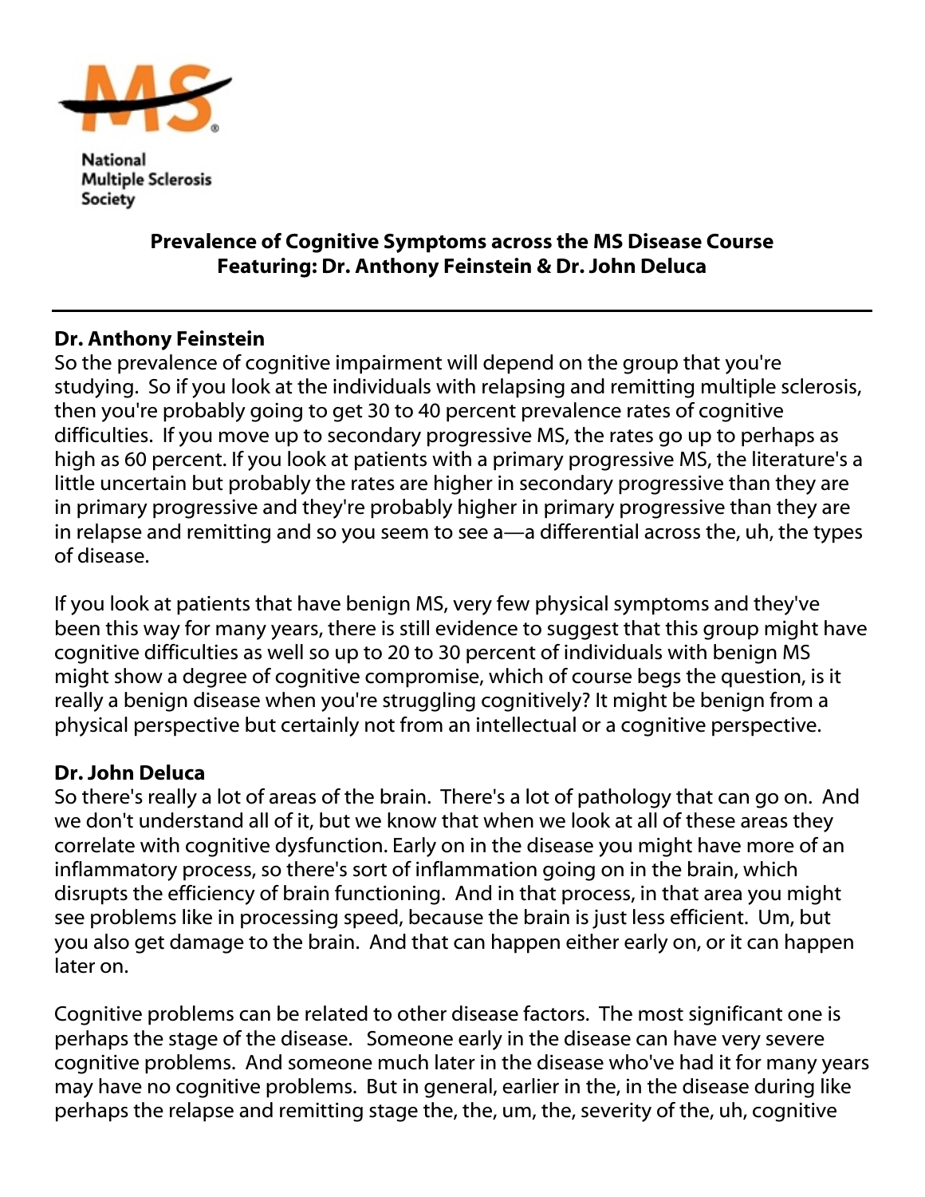National Multiple Sclerosis Society

**Prevalence of Cognitive Symptoms across the MS Disease Course**
**Featuring: Dr. Anthony Feinstein & Dr. John Deluca**

---

**Dr. Anthony Feinstein**

So the prevalence of cognitive impairment will depend on the group that you're studying. So if you look at the individuals with relapsing and remitting multiple sclerosis, then you're probably going to get 30 to 40 percent prevalence rates of cognitive difficulties. If you move up to secondary progressive MS, the rates go up to perhaps as high as 60 percent. If you look at patients with a primary progressive MS, the literature's a little uncertain but probably the rates are higher in secondary progressive than they are in primary progressive and they're probably higher in primary progressive than they are in relapse and remitting and so you seem to see a—a differential across the, uh, the types of disease.

If you look at patients that have benign MS, very few physical symptoms and they've been this way for many years, there is still evidence to suggest that this group might have cognitive difficulties as well so up to 20 to 30 percent of individuals with benign MS might show a degree of cognitive compromise, which of course begs the question, is it really a benign disease when you're struggling cognitively? It might be benign from a physical perspective but certainly not from an intellectual or a cognitive perspective.

**Dr. John Deluca**

So there's really a lot of areas of the brain. There's a lot of pathology that can go on. And we don't understand all of it, but we know that when we look at all of these areas they correlate with cognitive dysfunction. Early on in the disease you might have more of an inflammatory process, so there's sort of inflammation going on in the brain, which disrupts the efficiency of brain functioning. And in that process, in that area you might see problems like in processing speed, because the brain is just less efficient. Um, but you also get damage to the brain. And that can happen either early on, or it can happen later on.

Cognitive problems can be related to other disease factors. The most significant one is perhaps the stage of the disease. Someone early in the disease can have very severe cognitive problems. And someone much later in the disease who've had it for many years may have no cognitive problems. But in general, earlier in the, in the disease during like perhaps the relapse and remitting stage the, the, um, the, severity of the, uh, cognitive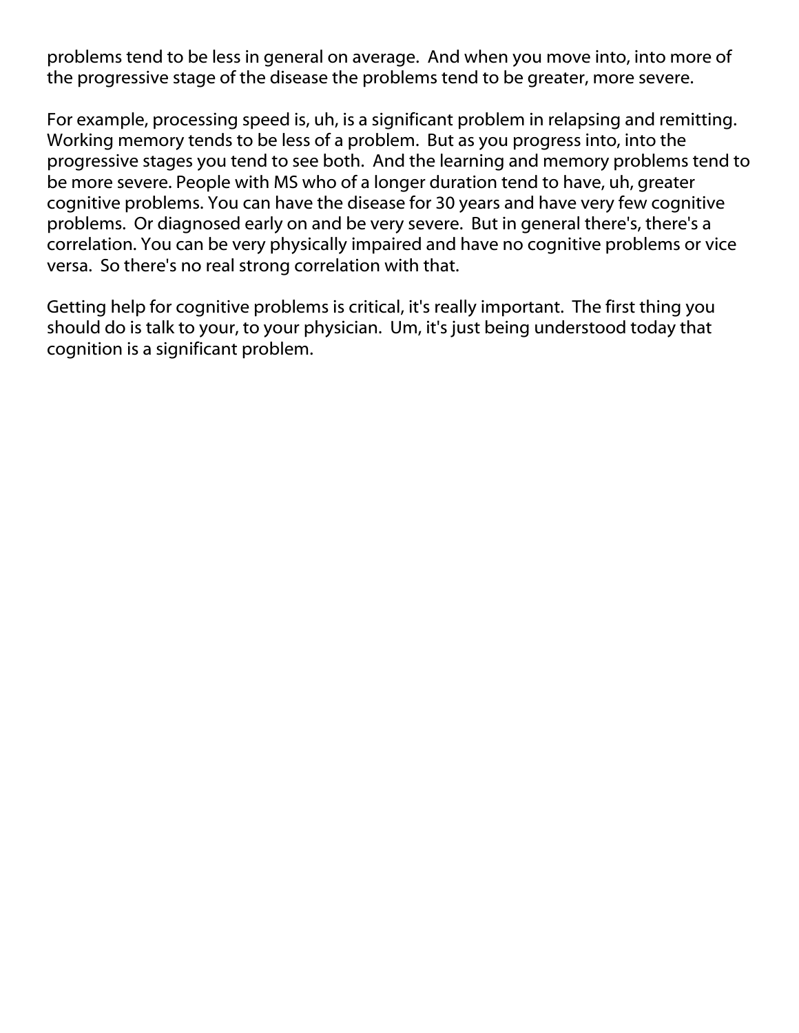problems tend to be less in general on average. And when you move into, into more of the progressive stage of the disease the problems tend to be greater, more severe.

For example, processing speed is, uh, is a significant problem in relapsing and remitting. Working memory tends to be less of a problem. But as you progress into, into the progressive stages you tend to see both. And the learning and memory problems tend to be more severe. People with MS who of a longer duration tend to have, uh, greater cognitive problems. You can have the disease for 30 years and have very few cognitive problems. Or diagnosed early on and be very severe. But in general there's, there's a correlation. You can be very physically impaired and have no cognitive problems or vice versa. So there's no real strong correlation with that.

Getting help for cognitive problems is critical, it's really important. The first thing you should do is talk to your, to your physician. Um, it's just being understood today that cognition is a significant problem.